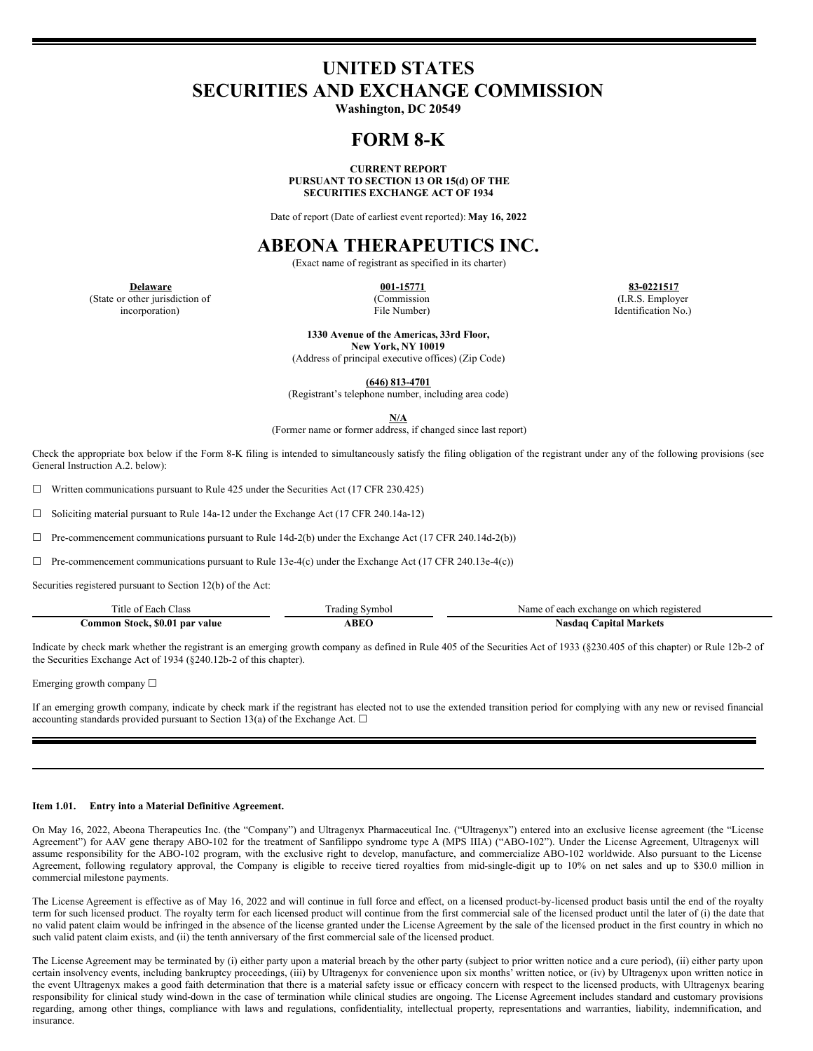# UNITED STATES
# SECURITIES AND EXCHANGE COMMISSION

**Washington, DC 20549**

# FORM 8-K

**CURRENT REPORT**
**PURSUANT TO SECTION 13 OR 15(d) OF THE**
**SECURITIES EXCHANGE ACT OF 1934**

Date of report (Date of earliest event reported): **May 16, 2022**

# ABEONA THERAPEUTICS INC.

(Exact name of registrant as specified in its charter)

| **Delaware** | **001-15771** | **83-0221517** |
|---|---|---|
| (State or other jurisdiction of incorporation) | (Commission File Number) | (I.R.S. Employer Identification No.) |

**1330 Avenue of the Americas, 33rd Floor,**
**New York, NY 10019**
(Address of principal executive offices) (Zip Code)

**(646) 813-4701**
(Registrant's telephone number, including area code)

**N/A**
(Former name or former address, if changed since last report)

Check the appropriate box below if the Form 8-K filing is intended to simultaneously satisfy the filing obligation of the registrant under any of the following provisions (see General Instruction A.2. below):

☐ Written communications pursuant to Rule 425 under the Securities Act (17 CFR 230.425)

☐ Soliciting material pursuant to Rule 14a-12 under the Exchange Act (17 CFR 240.14a-12)

☐ Pre-commencement communications pursuant to Rule 14d-2(b) under the Exchange Act (17 CFR 240.14d-2(b))

☐ Pre-commencement communications pursuant to Rule 13e-4(c) under the Exchange Act (17 CFR 240.13e-4(c))

Securities registered pursuant to Section 12(b) of the Act:

| Title of Each Class | Trading Symbol | Name of each exchange on which registered |
|---|---|---|
| **Common Stock, $0.01 par value** | **ABEO** | **Nasdaq Capital Markets** |

Indicate by check mark whether the registrant is an emerging growth company as defined in Rule 405 of the Securities Act of 1933 (§230.405 of this chapter) or Rule 12b-2 of the Securities Exchange Act of 1934 (§240.12b-2 of this chapter).

Emerging growth company ☐

If an emerging growth company, indicate by check mark if the registrant has elected not to use the extended transition period for complying with any new or revised financial accounting standards provided pursuant to Section 13(a) of the Exchange Act. ☐

**Item 1.01. Entry into a Material Definitive Agreement.**

On May 16, 2022, Abeona Therapeutics Inc. (the "Company") and Ultragenyx Pharmaceutical Inc. ("Ultragenyx") entered into an exclusive license agreement (the "License Agreement") for AAV gene therapy ABO-102 for the treatment of Sanfilippo syndrome type A (MPS IIIA) ("ABO-102"). Under the License Agreement, Ultragenyx will assume responsibility for the ABO-102 program, with the exclusive right to develop, manufacture, and commercialize ABO-102 worldwide. Also pursuant to the License Agreement, following regulatory approval, the Company is eligible to receive tiered royalties from mid-single-digit up to 10% on net sales and up to $30.0 million in commercial milestone payments.

The License Agreement is effective as of May 16, 2022 and will continue in full force and effect, on a licensed product-by-licensed product basis until the end of the royalty term for such licensed product. The royalty term for each licensed product will continue from the first commercial sale of the licensed product until the later of (i) the date that no valid patent claim would be infringed in the absence of the license granted under the License Agreement by the sale of the licensed product in the first country in which no such valid patent claim exists, and (ii) the tenth anniversary of the first commercial sale of the licensed product.

The License Agreement may be terminated by (i) either party upon a material breach by the other party (subject to prior written notice and a cure period), (ii) either party upon certain insolvency events, including bankruptcy proceedings, (iii) by Ultragenyx for convenience upon six months' written notice, or (iv) by Ultragenyx upon written notice in the event Ultragenyx makes a good faith determination that there is a material safety issue or efficacy concern with respect to the licensed products, with Ultragenyx bearing responsibility for clinical study wind-down in the case of termination while clinical studies are ongoing. The License Agreement includes standard and customary provisions regarding, among other things, compliance with laws and regulations, confidentiality, intellectual property, representations and warranties, liability, indemnification, and insurance.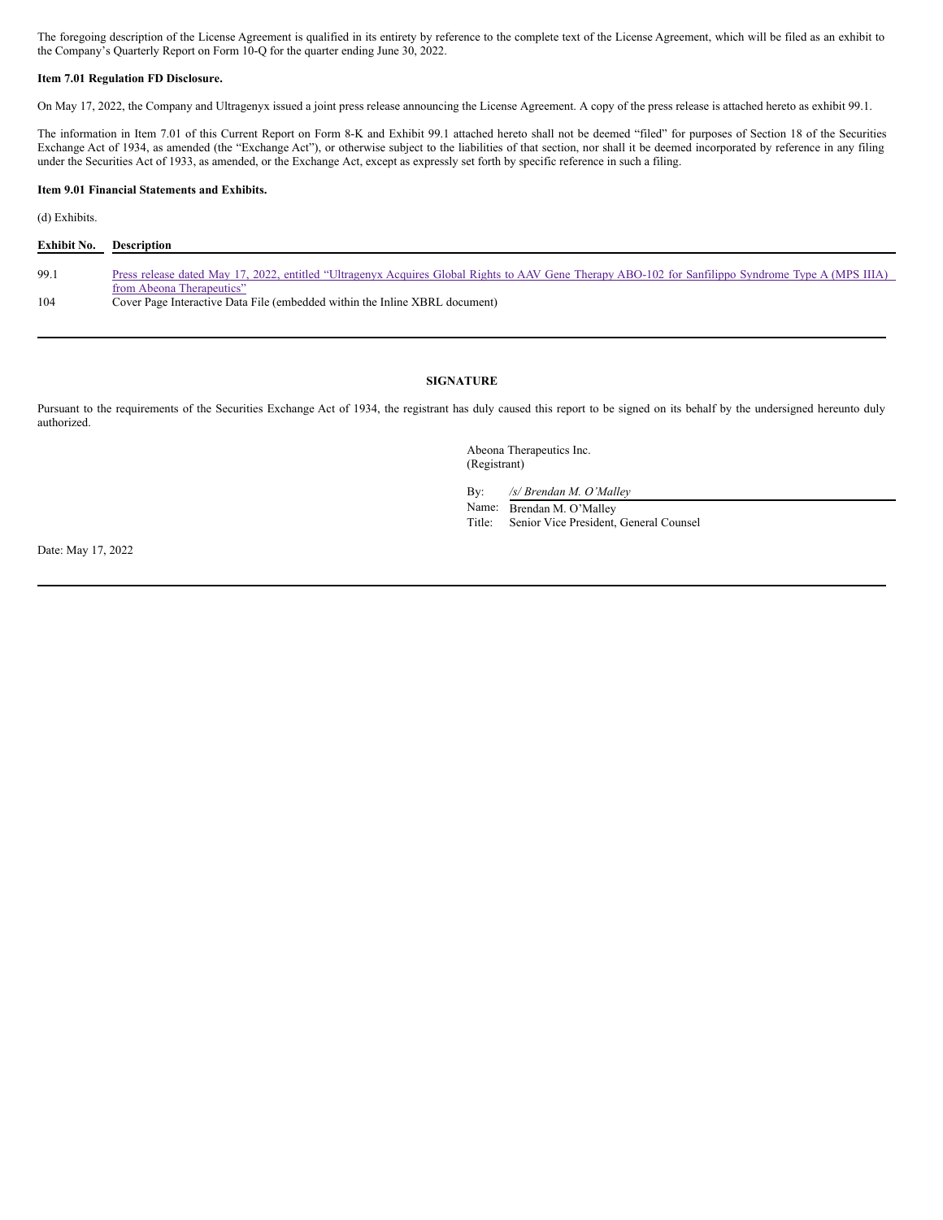The foregoing description of the License Agreement is qualified in its entirety by reference to the complete text of the License Agreement, which will be filed as an exhibit to the Company's Quarterly Report on Form 10-Q for the quarter ending June 30, 2022.

**Item 7.01 Regulation FD Disclosure.**

On May 17, 2022, the Company and Ultragenyx issued a joint press release announcing the License Agreement. A copy of the press release is attached hereto as exhibit 99.1.

The information in Item 7.01 of this Current Report on Form 8-K and Exhibit 99.1 attached hereto shall not be deemed "filed" for purposes of Section 18 of the Securities Exchange Act of 1934, as amended (the "Exchange Act"), or otherwise subject to the liabilities of that section, nor shall it be deemed incorporated by reference in any filing under the Securities Act of 1933, as amended, or the Exchange Act, except as expressly set forth by specific reference in such a filing.

**Item 9.01 Financial Statements and Exhibits.**

(d) Exhibits.

| Exhibit No. | Description |
|---|---|
| 99.1 | Press release dated May 17, 2022, entitled "Ultragenyx Acquires Global Rights to AAV Gene Therapy ABO-102 for Sanfilippo Syndrome Type A (MPS IIIA) from Abeona Therapeutics" |
| 104 | Cover Page Interactive Data File (embedded within the Inline XBRL document) |

**SIGNATURE**

Pursuant to the requirements of the Securities Exchange Act of 1934, the registrant has duly caused this report to be signed on its behalf by the undersigned hereunto duly authorized.

Abeona Therapeutics Inc.
(Registrant)

By: */s/ Brendan M. O'Malley*
Name: Brendan M. O'Malley
Title: Senior Vice President, General Counsel

Date: May 17, 2022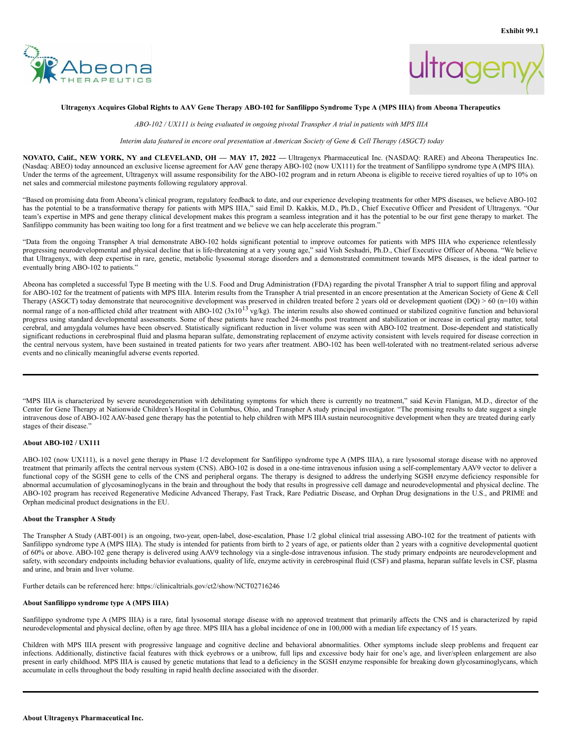Exhibit 99.1

**Ultragenyx Acquires Global Rights to AAV Gene Therapy ABO-102 for Sanfilippo Syndrome Type A (MPS IIIA) from Abeona Therapeutics**

*ABO-102 / UX111 is being evaluated in ongoing pivotal Transpher A trial in patients with MPS IIIA*

*Interim data featured in encore oral presentation at American Society of Gene & Cell Therapy (ASGCT) today*

**NOVATO, Calif., NEW YORK, NY and CLEVELAND, OH — MAY 17, 2022 —** Ultragenyx Pharmaceutical Inc. (NASDAQ: RARE) and Abeona Therapeutics Inc. (Nasdaq: ABEO) today announced an exclusive license agreement for AAV gene therapy ABO-102 (now UX111) for the treatment of Sanfilippo syndrome type A (MPS IIIA). Under the terms of the agreement, Ultragenyx will assume responsibility for the ABO-102 program and in return Abeona is eligible to receive tiered royalties of up to 10% on net sales and commercial milestone payments following regulatory approval.

"Based on promising data from Abeona's clinical program, regulatory feedback to date, and our experience developing treatments for other MPS diseases, we believe ABO-102 has the potential to be a transformative therapy for patients with MPS IIIA," said Emil D. Kakkis, M.D., Ph.D., Chief Executive Officer and President of Ultragenyx. "Our team's expertise in MPS and gene therapy clinical development makes this program a seamless integration and it has the potential to be our first gene therapy to market. The Sanfilippo community has been waiting too long for a first treatment and we believe we can help accelerate this program."

"Data from the ongoing Transpher A trial demonstrate ABO-102 holds significant potential to improve outcomes for patients with MPS IIIA who experience relentlessly progressing neurodevelopmental and physical decline that is life-threatening at a very young age," said Vish Seshadri, Ph.D., Chief Executive Officer of Abeona. "We believe that Ultragenyx, with deep expertise in rare, genetic, metabolic lysosomal storage disorders and a demonstrated commitment towards MPS diseases, is the ideal partner to eventually bring ABO-102 to patients."

Abeona has completed a successful Type B meeting with the U.S. Food and Drug Administration (FDA) regarding the pivotal Transpher A trial to support filing and approval for ABO-102 for the treatment of patients with MPS IIIA. Interim results from the Transpher A trial presented in an encore presentation at the American Society of Gene & Cell Therapy (ASGCT) today demonstrate that neurocognitive development was preserved in children treated before 2 years old or development quotient (DQ) > 60 (n=10) within normal range of a non-afflicted child after treatment with ABO-102 ($3x10^{13}$ vg/kg). The interim results also showed continued or stabilized cognitive function and behavioral progress using standard developmental assessments. Some of these patients have reached 24-months post treatment and stabilization or increase in cortical gray matter, total cerebral, and amygdala volumes have been observed. Statistically significant reduction in liver volume was seen with ABO-102 treatment. Dose-dependent and statistically significant reductions in cerebrospinal fluid and plasma heparan sulfate, demonstrating replacement of enzyme activity consistent with levels required for disease correction in the central nervous system, have been sustained in treated patients for two years after treatment. ABO-102 has been well-tolerated with no treatment-related serious adverse events and no clinically meaningful adverse events reported.

---

"MPS IIIA is characterized by severe neurodegeneration with debilitating symptoms for which there is currently no treatment," said Kevin Flanigan, M.D., director of the Center for Gene Therapy at Nationwide Children's Hospital in Columbus, Ohio, and Transpher A study principal investigator. "The promising results to date suggest a single intravenous dose of ABO-102 AAV-based gene therapy has the potential to help children with MPS IIIA sustain neurocognitive development when they are treated during early stages of their disease."

**About ABO-102 / UX111**

ABO-102 (now UX111), is a novel gene therapy in Phase 1/2 development for Sanfilippo syndrome type A (MPS IIIA), a rare lysosomal storage disease with no approved treatment that primarily affects the central nervous system (CNS). ABO-102 is dosed in a one-time intravenous infusion using a self-complementary AAV9 vector to deliver a functional copy of the SGSH gene to cells of the CNS and peripheral organs. The therapy is designed to address the underlying SGSH enzyme deficiency responsible for abnormal accumulation of glycosaminoglycans in the brain and throughout the body that results in progressive cell damage and neurodevelopmental and physical decline. The ABO-102 program has received Regenerative Medicine Advanced Therapy, Fast Track, Rare Pediatric Disease, and Orphan Drug designations in the U.S., and PRIME and Orphan medicinal product designations in the EU.

**About the Transpher A Study**

The Transpher A Study (ABT-001) is an ongoing, two-year, open-label, dose-escalation, Phase 1/2 global clinical trial assessing ABO-102 for the treatment of patients with Sanfilippo syndrome type A (MPS IIIA). The study is intended for patients from birth to 2 years of age, or patients older than 2 years with a cognitive developmental quotient of 60% or above. ABO-102 gene therapy is delivered using AAV9 technology via a single-dose intravenous infusion. The study primary endpoints are neurodevelopment and safety, with secondary endpoints including behavior evaluations, quality of life, enzyme activity in cerebrospinal fluid (CSF) and plasma, heparan sulfate levels in CSF, plasma and urine, and brain and liver volume.

Further details can be referenced here: https://clinicaltrials.gov/ct2/show/NCT02716246

**About Sanfilippo syndrome type A (MPS IIIA)**

Sanfilippo syndrome type A (MPS IIIA) is a rare, fatal lysosomal storage disease with no approved treatment that primarily affects the CNS and is characterized by rapid neurodevelopmental and physical decline, often by age three. MPS IIIA has a global incidence of one in 100,000 with a median life expectancy of 15 years.

Children with MPS IIIA present with progressive language and cognitive decline and behavioral abnormalities. Other symptoms include sleep problems and frequent ear infections. Additionally, distinctive facial features with thick eyebrows or a unibrow, full lips and excessive body hair for one's age, and liver/spleen enlargement are also present in early childhood. MPS IIIA is caused by genetic mutations that lead to a deficiency in the SGSH enzyme responsible for breaking down glycosaminoglycans, which accumulate in cells throughout the body resulting in rapid health decline associated with the disorder.

---

**About Ultragenyx Pharmaceutical Inc.**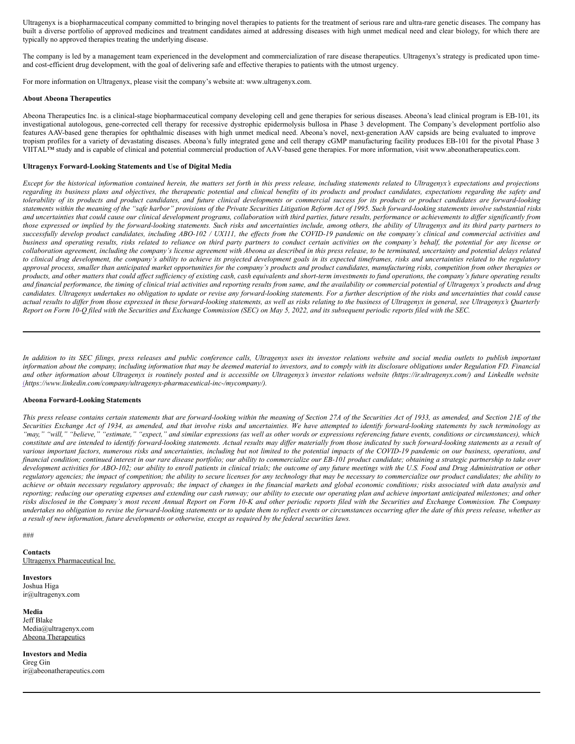Ultragenyx is a biopharmaceutical company committed to bringing novel therapies to patients for the treatment of serious rare and ultra-rare genetic diseases. The company has built a diverse portfolio of approved medicines and treatment candidates aimed at addressing diseases with high unmet medical need and clear biology, for which there are typically no approved therapies treating the underlying disease.

The company is led by a management team experienced in the development and commercialization of rare disease therapeutics. Ultragenyx's strategy is predicated upon time- and cost-efficient drug development, with the goal of delivering safe and effective therapies to patients with the utmost urgency.

For more information on Ultragenyx, please visit the company's website at: www.ultragenyx.com.

**About Abeona Therapeutics**

Abeona Therapeutics Inc. is a clinical-stage biopharmaceutical company developing cell and gene therapies for serious diseases. Abeona's lead clinical program is EB-101, its investigational autologous, gene-corrected cell therapy for recessive dystrophic epidermolysis bullosa in Phase 3 development. The Company's development portfolio also features AAV-based gene therapies for ophthalmic diseases with high unmet medical need. Abeona's novel, next-generation AAV capsids are being evaluated to improve tropism profiles for a variety of devastating diseases. Abeona's fully integrated gene and cell therapy cGMP manufacturing facility produces EB-101 for the pivotal Phase 3 VIITAL™ study and is capable of clinical and potential commercial production of AAV-based gene therapies. For more information, visit www.abeonatherapeutics.com.

**Ultragenyx Forward-Looking Statements and Use of Digital Media**

*Except for the historical information contained herein, the matters set forth in this press release, including statements related to Ultragenyx's expectations and projections regarding its business plans and objectives, the therapeutic potential and clinical benefits of its products and product candidates, expectations regarding the safety and tolerability of its products and product candidates, and future clinical developments or commercial success for its products or product candidates are forward-looking statements within the meaning of the "safe harbor" provisions of the Private Securities Litigation Reform Act of 1995. Such forward-looking statements involve substantial risks and uncertainties that could cause our clinical development programs, collaboration with third parties, future results, performance or achievements to differ significantly from those expressed or implied by the forward-looking statements. Such risks and uncertainties include, among others, the ability of Ultragenyx and its third party partners to successfully develop product candidates, including ABO-102 / UX111, the effects from the COVID-19 pandemic on the company's clinical and commercial activities and business and operating results, risks related to reliance on third party partners to conduct certain activities on the company's behalf, the potential for any license or collaboration agreement, including the company's license agreement with Abeona as described in this press release, to be terminated, uncertainty and potential delays related to clinical drug development, the company's ability to achieve its projected development goals in its expected timeframes, risks and uncertainties related to the regulatory approval process, smaller than anticipated market opportunities for the company's products and product candidates, manufacturing risks, competition from other therapies or products, and other matters that could affect sufficiency of existing cash, cash equivalents and short-term investments to fund operations, the company's future operating results and financial performance, the timing of clinical trial activities and reporting results from same, and the availability or commercial potential of Ultragenyx's products and drug candidates. Ultragenyx undertakes no obligation to update or revise any forward-looking statements. For a further description of the risks and uncertainties that could cause actual results to differ from those expressed in these forward-looking statements, as well as risks relating to the business of Ultragenyx in general, see Ultragenyx's Quarterly Report on Form 10-Q filed with the Securities and Exchange Commission (SEC) on May 5, 2022, and its subsequent periodic reports filed with the SEC.*

---

*In addition to its SEC filings, press releases and public conference calls, Ultragenyx uses its investor relations website and social media outlets to publish important information about the company, including information that may be deemed material to investors, and to comply with its disclosure obligations under Regulation FD. Financial and other information about Ultragenyx is routinely posted and is accessible on Ultragenyx's investor relations website (https://ir.ultragenyx.com/) and LinkedIn website (https://www.linkedin.com/company/ultragenyx-pharmaceutical-inc-/mycompany/).*

**Abeona Forward-Looking Statements**

*This press release contains certain statements that are forward-looking within the meaning of Section 27A of the Securities Act of 1933, as amended, and Section 21E of the Securities Exchange Act of 1934, as amended, and that involve risks and uncertainties. We have attempted to identify forward-looking statements by such terminology as "may," "will," "believe," "estimate," "expect," and similar expressions (as well as other words or expressions referencing future events, conditions or circumstances), which constitute and are intended to identify forward-looking statements. Actual results may differ materially from those indicated by such forward-looking statements as a result of various important factors, numerous risks and uncertainties, including but not limited to the potential impacts of the COVID-19 pandemic on our business, operations, and financial condition; continued interest in our rare disease portfolio; our ability to commercialize our EB-101 product candidate; obtaining a strategic partnership to take over development activities for ABO-102; our ability to enroll patients in clinical trials; the outcome of any future meetings with the U.S. Food and Drug Administration or other regulatory agencies; the impact of competition; the ability to secure licenses for any technology that may be necessary to commercialize our product candidates; the ability to achieve or obtain necessary regulatory approvals; the impact of changes in the financial markets and global economic conditions; risks associated with data analysis and reporting; reducing our operating expenses and extending our cash runway; our ability to execute our operating plan and achieve important anticipated milestones; and other risks disclosed in the Company's most recent Annual Report on Form 10-K and other periodic reports filed with the Securities and Exchange Commission. The Company undertakes no obligation to revise the forward-looking statements or to update them to reflect events or circumstances occurring after the date of this press release, whether as a result of new information, future developments or otherwise, except as required by the federal securities laws.*

###

**Contacts**
Ultragenyx Pharmaceutical Inc.

**Investors**
Joshua Higa
ir@ultragenyx.com

**Media**
Jeff Blake
Media@ultragenyx.com
Abeona Therapeutics

**Investors and Media**
Greg Gin
ir@abeonatherapeutics.com